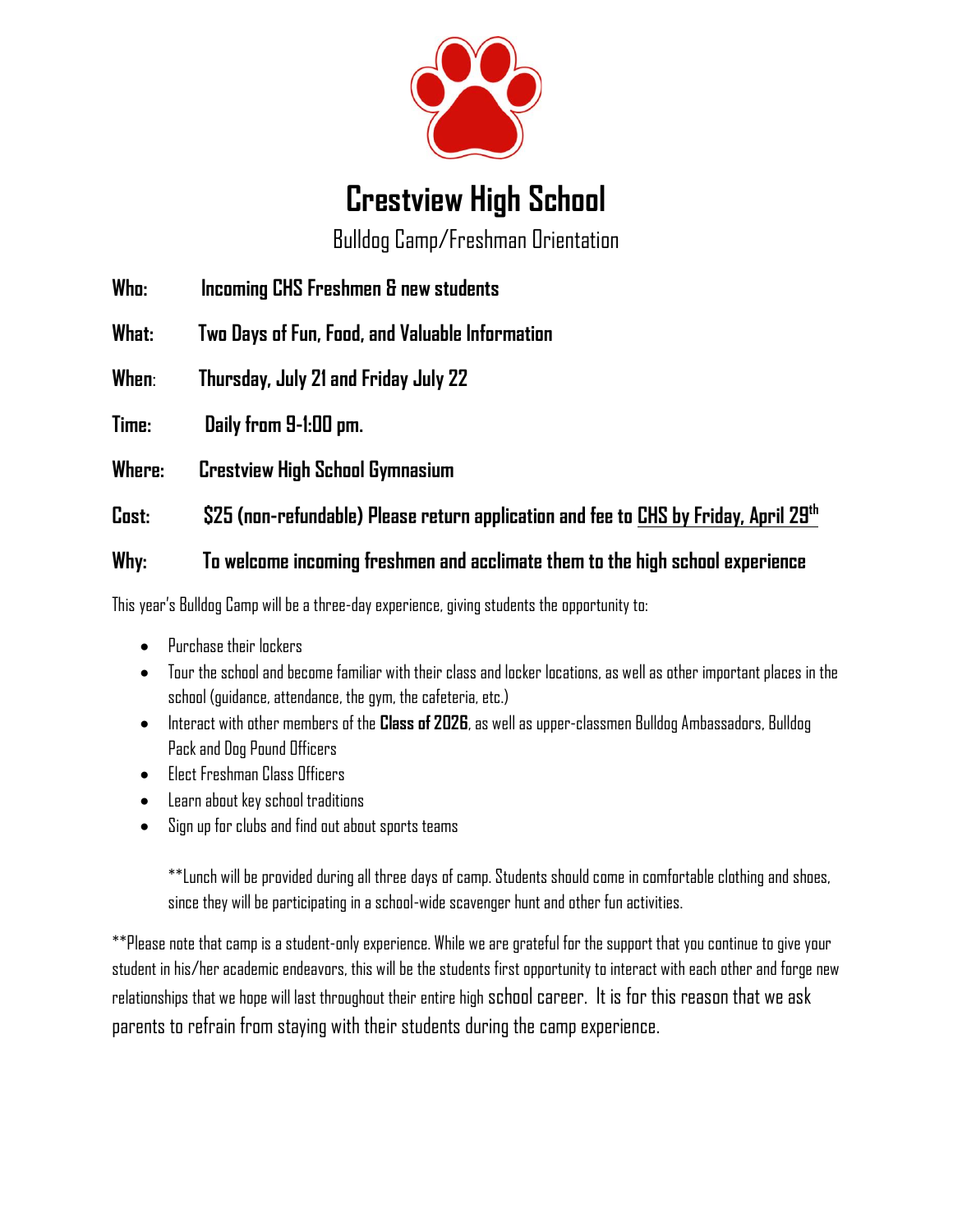# Crestview High School

## Bulldog Camp/Freshman Orientation

**Who:** **Incoming CHS Freshmen & new students**

**What:** **Two Days of Fun, Food, and Valuable Information**

**When:** **Thursday, July 21 and Friday July 22**

**Time:** **Daily from 9-1:00 pm.**

**Where:** **Crestview High School Gymnasium**

**Cost:** **$25 (non-refundable) Please return application and fee to CHS by Friday, April 29th**

**Why:** **To welcome incoming freshmen and acclimate them to the high school experience**

This year's Bulldog Camp will be a three-day experience, giving students the opportunity to:

- Purchase their lockers
- Tour the school and become familiar with their class and locker locations, as well as other important places in the school (guidance, attendance, the gym, the cafeteria, etc.)
- Interact with other members of the **Class of 2026**, as well as upper-classmen Bulldog Ambassadors, Bulldog Pack and Dog Pound Officers
- Elect Freshman Class Officers
- Learn about key school traditions
- Sign up for clubs and find out about sports teams

**Lunch will be provided during all three days of camp. Students should come in comfortable clothing and shoes, since they will be participating in a school-wide scavenger hunt and other fun activities.

**Please note that camp is a student-only experience. While we are grateful for the support that you continue to give your student in his/her academic endeavors, this will be the students first opportunity to interact with each other and forge new relationships that we hope will last throughout their entire high school career. It is for this reason that we ask parents to refrain from staying with their students during the camp experience.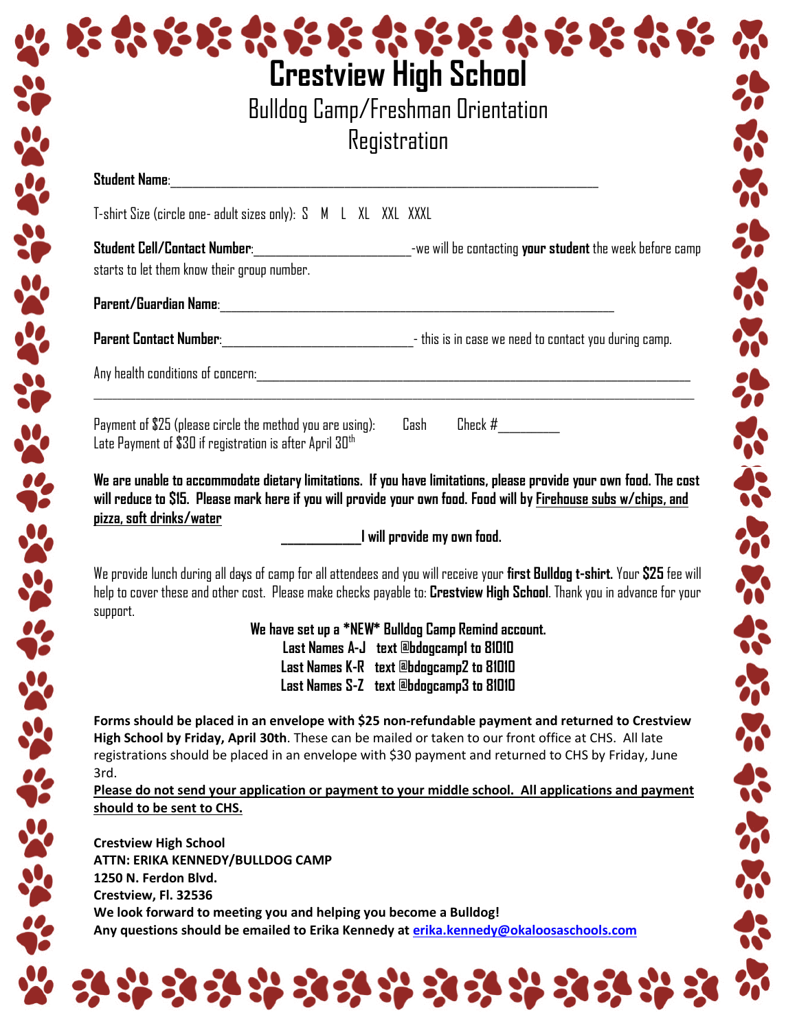# Crestview High School

## Bulldog Camp/Freshman Orientation Registration

**Student Name**:___________________________________________________________________

T-shirt Size (circle one- adult sizes only): S M L XL XXL XXXL

**Student Cell/Contact Number**:________________________-we will be contacting **your student** the week before camp starts to let them know their group number.

**Parent/Guardian Name**:___________________________________________________________

**Parent Contact Number**:_____________________________- this is in case we need to contact you during camp.

Any health conditions of concern:______________________________________________________________________
__________________________________________________________________________________________________

Payment of $25 (please circle the method you are using): Cash Check #_________
Late Payment of $30 if registration is after April 30th

**We are unable to accommodate dietary limitations. If you have limitations, please provide your own food. The cost will reduce to $15. Please mark here if you will provide your own food. Food will by <u>Firehouse subs w/chips, and pizza, soft drinks/water</u>**

**____________I will provide my own food.**

We provide lunch during all days of camp for all attendees and you will receive your **first Bulldog t-shirt.** Your **$25** fee will help to cover these and other cost. Please make checks payable to: **Crestview High School**. Thank you in advance for your support.

**We have set up a \*NEW\* Bulldog Camp Remind account.**
**Last Names A-J text @bdogcamp1 to 81010**
**Last Names K-R text @bdogcamp2 to 81010**
**Last Names S-Z text @bdogcamp3 to 81010**

**Forms should be placed in an envelope with $25 non-refundable payment and returned to Crestview High School by Friday, April 30th**. These can be mailed or taken to our front office at CHS. All late registrations should be placed in an envelope with $30 payment and returned to CHS by Friday, June 3rd.

**<u>Please do not send your application or payment to your middle school. All applications and payment should to be sent to CHS.</u>**

**Crestview High School**
**ATTN: ERIKA KENNEDY/BULLDOG CAMP**
**1250 N. Ferdon Blvd.**
**Crestview, Fl. 32536**
**We look forward to meeting you and helping you become a Bulldog!**
**Any questions should be emailed to Erika Kennedy at erika.kennedy@okaloosaschools.com**